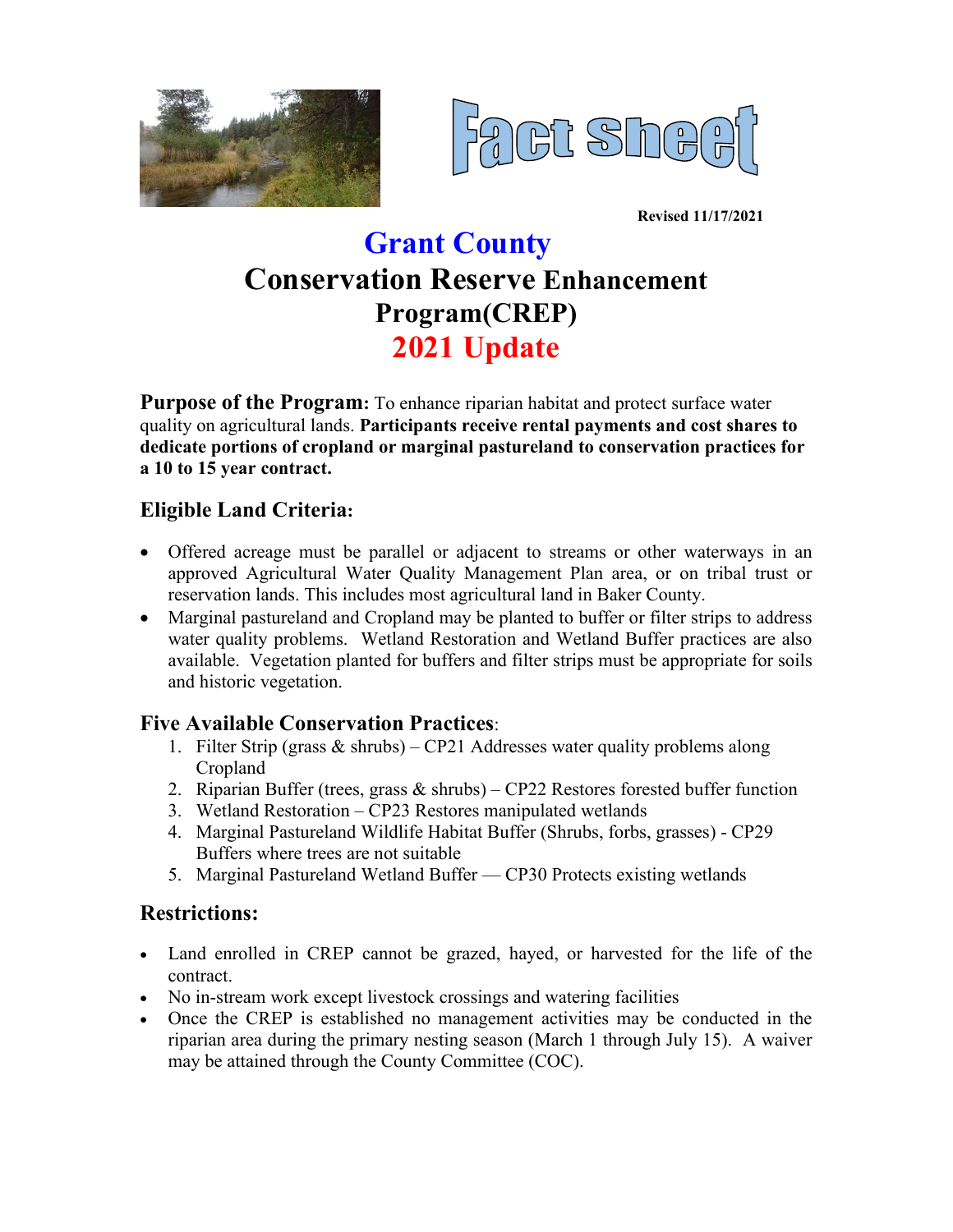# Fact Sheet

**Revised 11/17/2021**

# Grant County
# Conservation Reserve Enhancement Program(CREP)
# 2021 Update

**Purpose of the Program:** To enhance riparian habitat and protect surface water quality on agricultural lands. **Participants receive rental payments and cost shares to dedicate portions of cropland or marginal pastureland to conservation practices for a 10 to 15 year contract.**

## Eligible Land Criteria:

- Offered acreage must be parallel or adjacent to streams or other waterways in an approved Agricultural Water Quality Management Plan area, or on tribal trust or reservation lands. This includes most agricultural land in Baker County.
- Marginal pastureland and Cropland may be planted to buffer or filter strips to address water quality problems. Wetland Restoration and Wetland Buffer practices are also available. Vegetation planted for buffers and filter strips must be appropriate for soils and historic vegetation.

## Five Available Conservation Practices:

1. Filter Strip (grass & shrubs) – CP21 Addresses water quality problems along Cropland
2. Riparian Buffer (trees, grass & shrubs) – CP22 Restores forested buffer function
3. Wetland Restoration – CP23 Restores manipulated wetlands
4. Marginal Pastureland Wildlife Habitat Buffer (Shrubs, forbs, grasses) - CP29 Buffers where trees are not suitable
5. Marginal Pastureland Wetland Buffer — CP30 Protects existing wetlands

## Restrictions:

- Land enrolled in CREP cannot be grazed, hayed, or harvested for the life of the contract.
- No in-stream work except livestock crossings and watering facilities
- Once the CREP is established no management activities may be conducted in the riparian area during the primary nesting season (March 1 through July 15). A waiver may be attained through the County Committee (COC).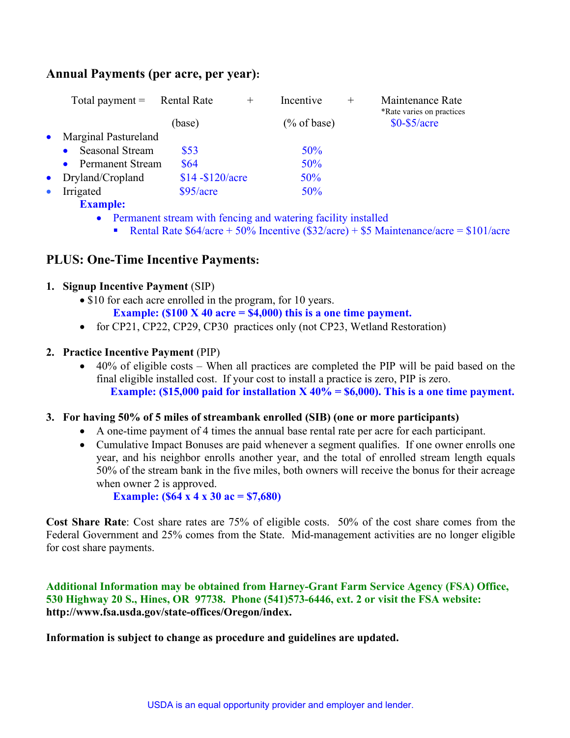## Annual Payments (per acre, per year):

| Total payment = | Rental Rate (base) | + | Incentive (% of base) | + | Maintenance Rate *Rate varies on practices $0-$5/acre |
|---|---|---|---|---|---|
| • Marginal Pastureland | | | | | |
| • Seasonal Stream | $53 | | 50% | | |
| • Permanent Stream | $64 | | 50% | | |
| • Dryland/Cropland | $14 -$120/acre | | 50% | | |
| • Irrigated | $95/acre | | 50% | | |

**Example:**

- Permanent stream with fencing and watering facility installed
  - Rental Rate $64/acre + 50% Incentive ($32/acre) + $5 Maintenance/acre = $101/acre

## PLUS: One-Time Incentive Payments:

1. **Signup Incentive Payment** (SIP)
   - $10 for each acre enrolled in the program, for 10 years.

     **Example: ($100 X 40 acre = $4,000) this is a one time payment.**
   - for CP21, CP22, CP29, CP30 practices only (not CP23, Wetland Restoration)

2. **Practice Incentive Payment** (PIP)
   - 40% of eligible costs – When all practices are completed the PIP will be paid based on the final eligible installed cost. If your cost to install a practice is zero, PIP is zero.

     **Example: ($15,000 paid for installation X 40% = $6,000). This is a one time payment.**

3. **For having 50% of 5 miles of streambank enrolled (SIB) (one or more participants)**
   - A one-time payment of 4 times the annual base rental rate per acre for each participant.
   - Cumulative Impact Bonuses are paid whenever a segment qualifies. If one owner enrolls one year, and his neighbor enrolls another year, and the total of enrolled stream length equals 50% of the stream bank in the five miles, both owners will receive the bonus for their acreage when owner 2 is approved.

     **Example: ($64 x 4 x 30 ac = $7,680)**

**Cost Share Rate**: Cost share rates are 75% of eligible costs. 50% of the cost share comes from the Federal Government and 25% comes from the State. Mid-management activities are no longer eligible for cost share payments.

**Additional Information may be obtained from Harney-Grant Farm Service Agency (FSA) Office, 530 Highway 20 S., Hines, OR 97738. Phone (541)573-6446, ext. 2 or visit the FSA website: http://www.fsa.usda.gov/state-offices/Oregon/index.**

**Information is subject to change as procedure and guidelines are updated.**

USDA is an equal opportunity provider and employer and lender.